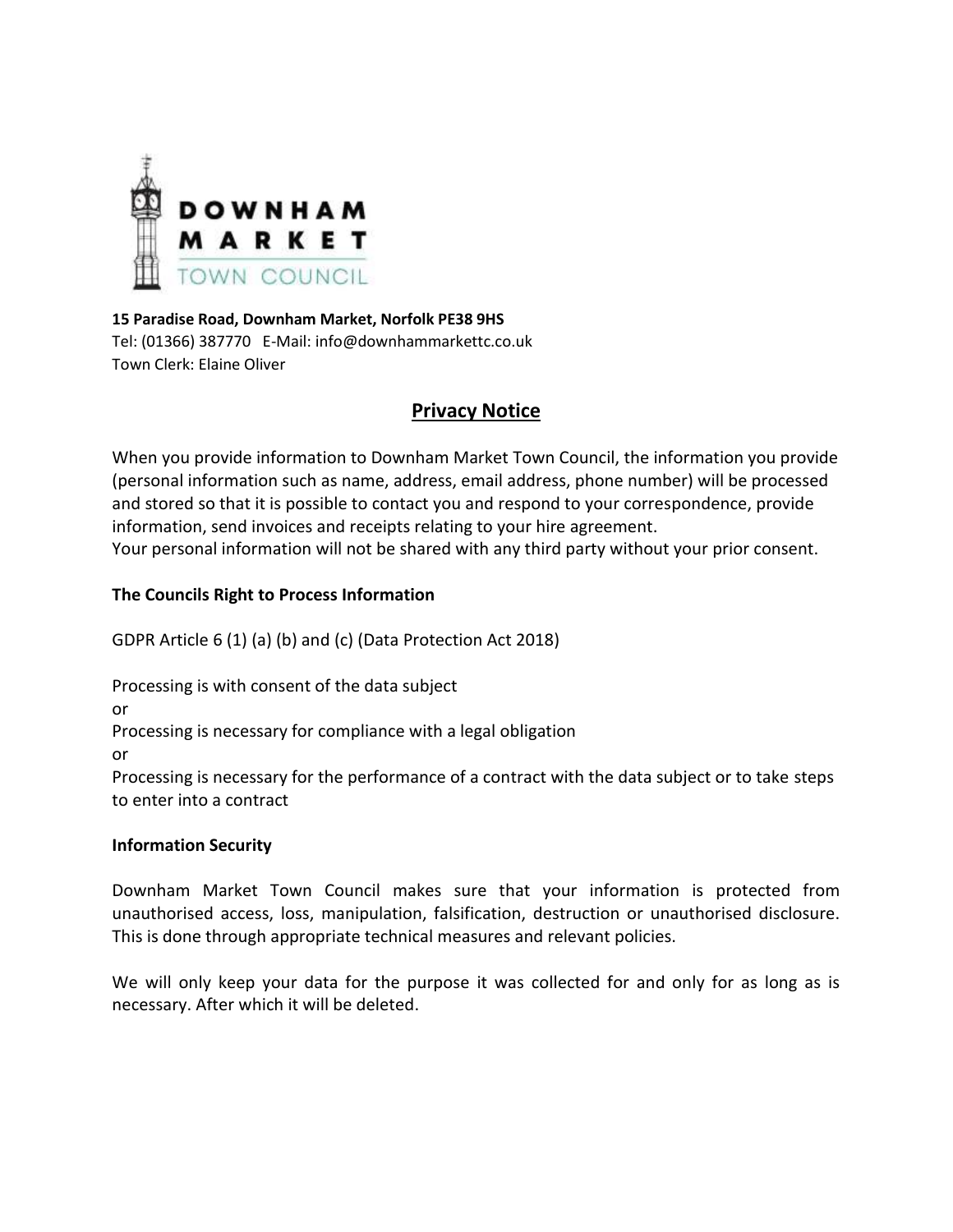DOWNHAM MARKET TOWN COUNCIL

**15 Paradise Road, Downham Market, Norfolk PE38 9HS**
Tel: (01366) 387770 E-Mail: info@downhammarkettc.co.uk
Town Clerk: Elaine Oliver

# Privacy Notice

When you provide information to Downham Market Town Council, the information you provide (personal information such as name, address, email address, phone number) will be processed and stored so that it is possible to contact you and respond to your correspondence, provide information, send invoices and receipts relating to your hire agreement.
Your personal information will not be shared with any third party without your prior consent.

**The Councils Right to Process Information**

GDPR Article 6 (1) (a) (b) and (c) (Data Protection Act 2018)

Processing is with consent of the data subject
or
Processing is necessary for compliance with a legal obligation
or
Processing is necessary for the performance of a contract with the data subject or to take steps to enter into a contract

**Information Security**

Downham Market Town Council makes sure that your information is protected from unauthorised access, loss, manipulation, falsification, destruction or unauthorised disclosure. This is done through appropriate technical measures and relevant policies.

We will only keep your data for the purpose it was collected for and only for as long as is necessary. After which it will be deleted.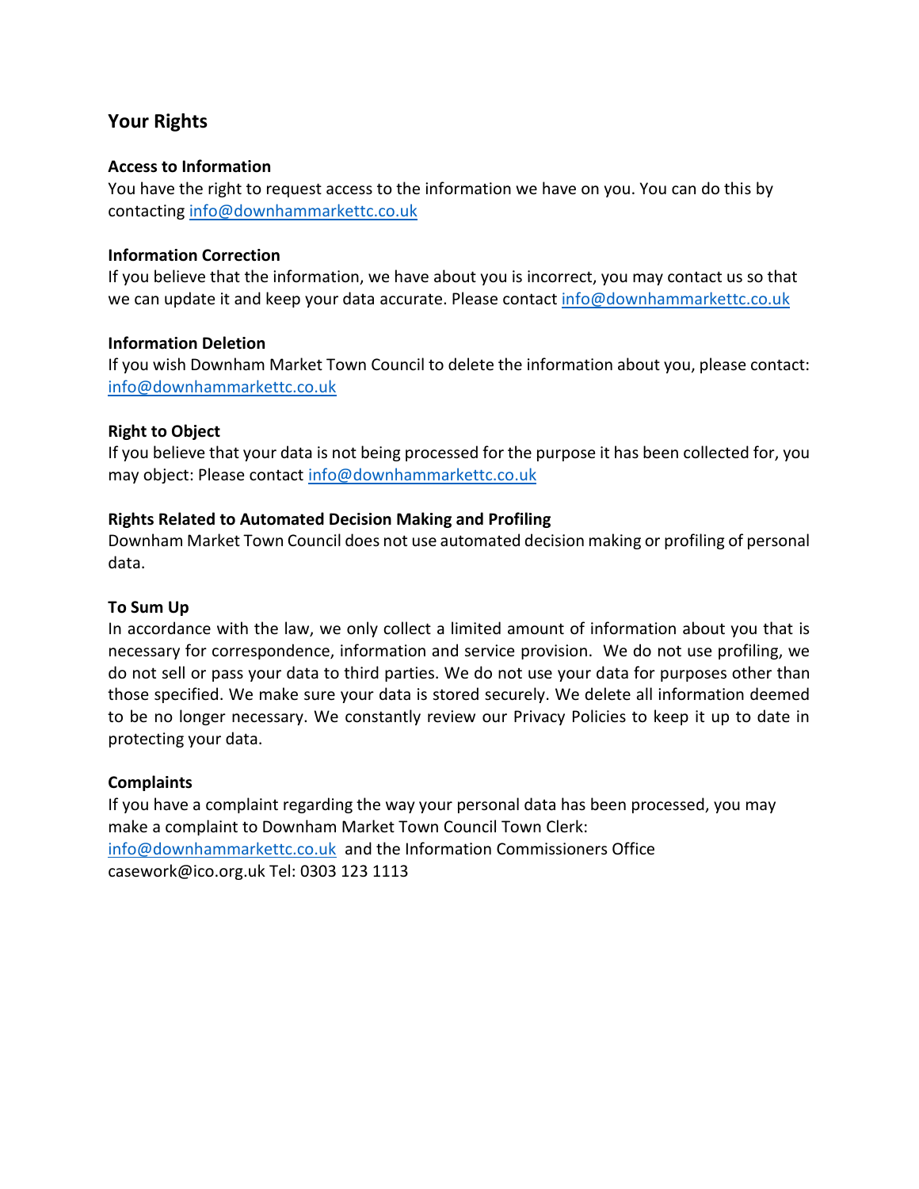## Your Rights

### Access to Information

You have the right to request access to the information we have on you. You can do this by contacting info@downhammarkettc.co.uk

### Information Correction

If you believe that the information, we have about you is incorrect, you may contact us so that we can update it and keep your data accurate. Please contact info@downhammarkettc.co.uk

### Information Deletion

If you wish Downham Market Town Council to delete the information about you, please contact: info@downhammarkettc.co.uk

### Right to Object

If you believe that your data is not being processed for the purpose it has been collected for, you may object: Please contact info@downhammarkettc.co.uk

### Rights Related to Automated Decision Making and Profiling

Downham Market Town Council does not use automated decision making or profiling of personal data.

### To Sum Up

In accordance with the law, we only collect a limited amount of information about you that is necessary for correspondence, information and service provision. We do not use profiling, we do not sell or pass your data to third parties. We do not use your data for purposes other than those specified. We make sure your data is stored securely. We delete all information deemed to be no longer necessary. We constantly review our Privacy Policies to keep it up to date in protecting your data.

### Complaints

If you have a complaint regarding the way your personal data has been processed, you may make a complaint to Downham Market Town Council Town Clerk: info@downhammarkettc.co.uk and the Information Commissioners Office casework@ico.org.uk Tel: 0303 123 1113